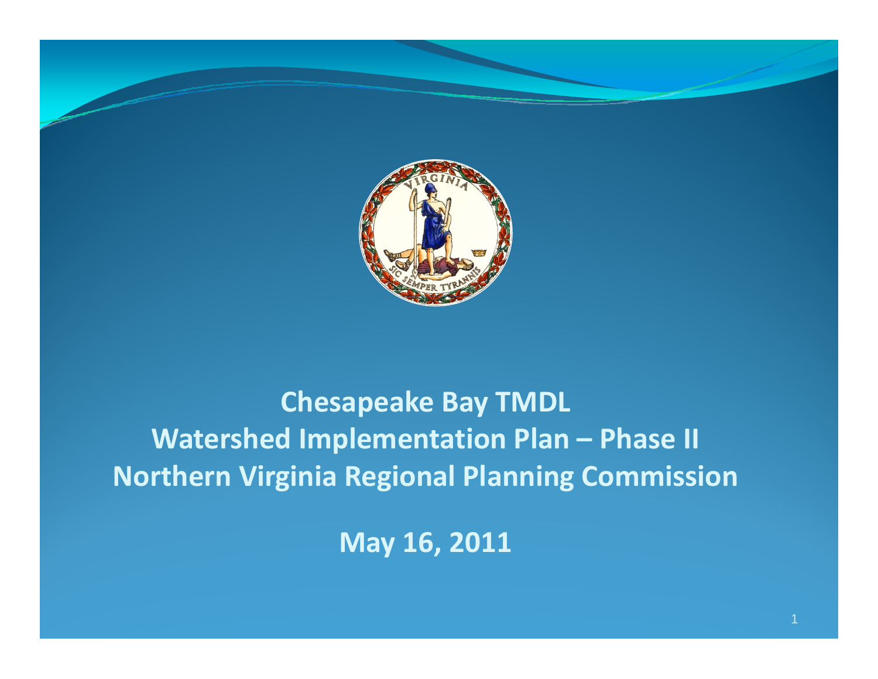# Chesapeake Bay TMDL
# Watershed Implementation Plan – Phase II
# Northern Virginia Regional Planning Commission

**May 16, 2011**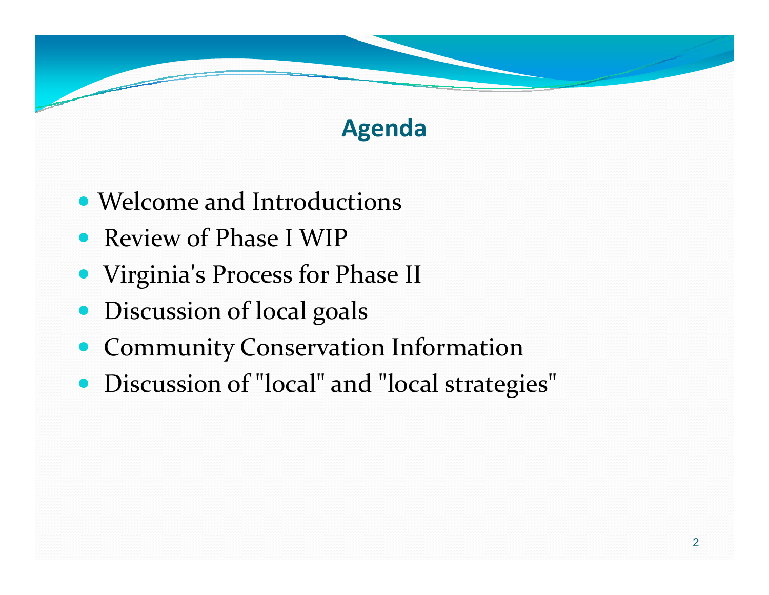## Agenda

- Welcome and Introductions
- Review of Phase I WIP
- Virginia's Process for Phase II
- Discussion of local goals
- Community Conservation Information
- Discussion of "local" and "local strategies"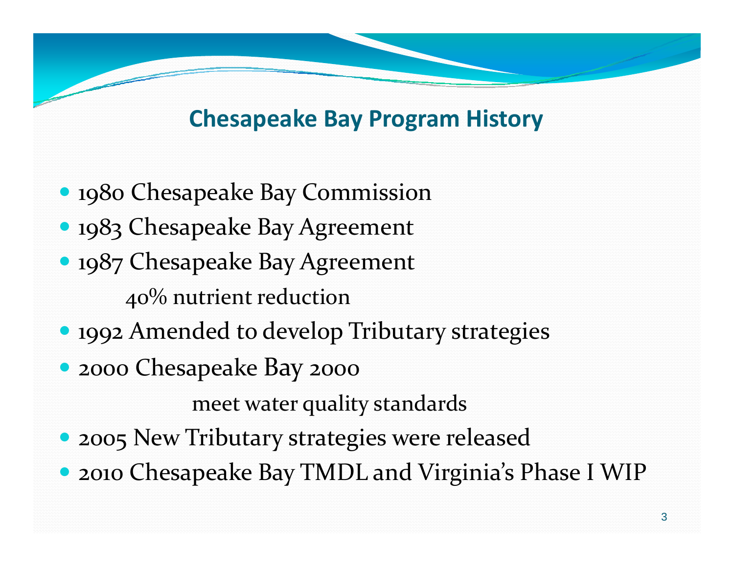## Chesapeake Bay Program History

- 1980 Chesapeake Bay Commission
- 1983 Chesapeake Bay Agreement
- 1987 Chesapeake Bay Agreement
  - 40% nutrient reduction
- 1992 Amended to develop Tributary strategies
- 2000 Chesapeake Bay 2000
  - meet water quality standards
- 2005 New Tributary strategies were released
- 2010 Chesapeake Bay TMDL and Virginia's Phase I WIP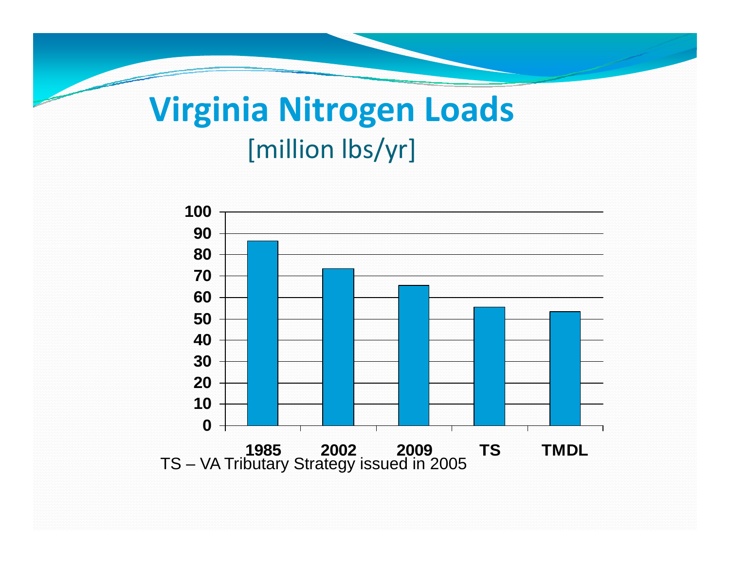# Virginia Nitrogen Loads

[million lbs/yr]

| | Nitrogen Load |
|---|---|
| 1985 | ~86 |
| 2002 | ~73 |
| 2009 | ~65 |
| TS | ~55 |
| TMDL | ~53 |

TS – VA Tributary Strategy issued in 2005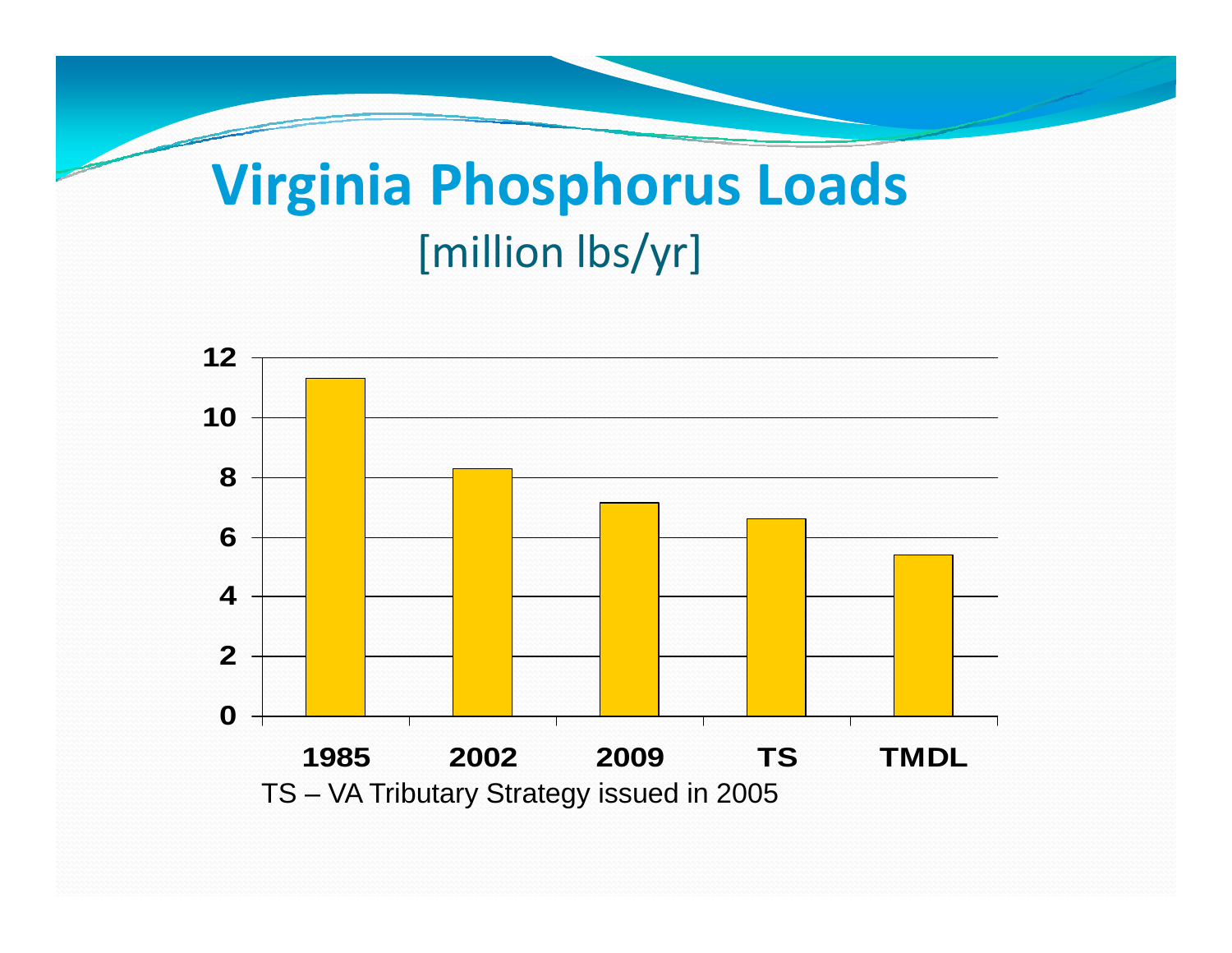# Virginia Phosphorus Loads

[million lbs/yr]

| | Value |
|---|---|
| 1985 | ~11.3 |
| 2002 | ~8.3 |
| 2009 | ~7.15 |
| TS | ~6.6 |
| TMDL | ~5.4 |

TS – VA Tributary Strategy issued in 2005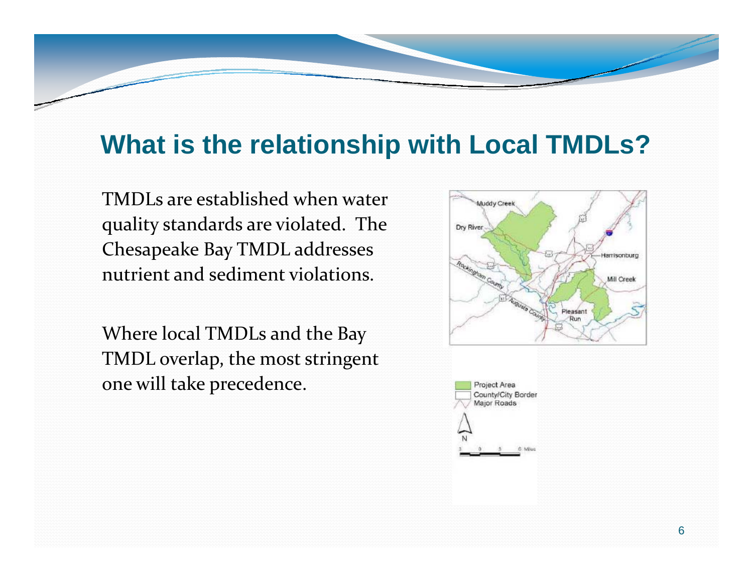## What is the relationship with Local TMDLs?

TMDLs are established when water quality standards are violated. The Chesapeake Bay TMDL addresses nutrient and sediment violations.

Where local TMDLs and the Bay TMDL overlap, the most stringent one will take precedence.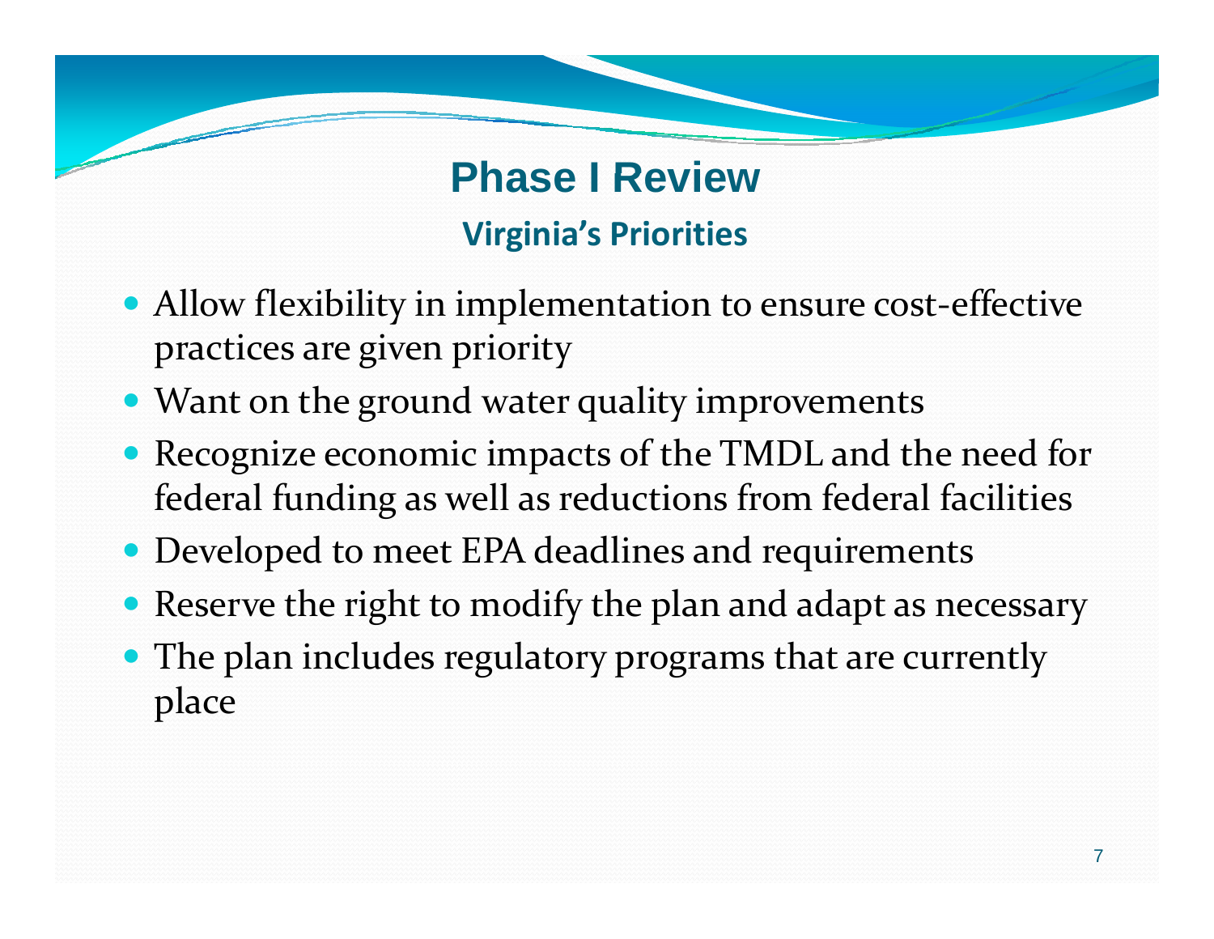# Phase I Review

## Virginia's Priorities

- Allow flexibility in implementation to ensure cost-effective practices are given priority
- Want on the ground water quality improvements
- Recognize economic impacts of the TMDL and the need for federal funding as well as reductions from federal facilities
- Developed to meet EPA deadlines and requirements
- Reserve the right to modify the plan and adapt as necessary
- The plan includes regulatory programs that are currently place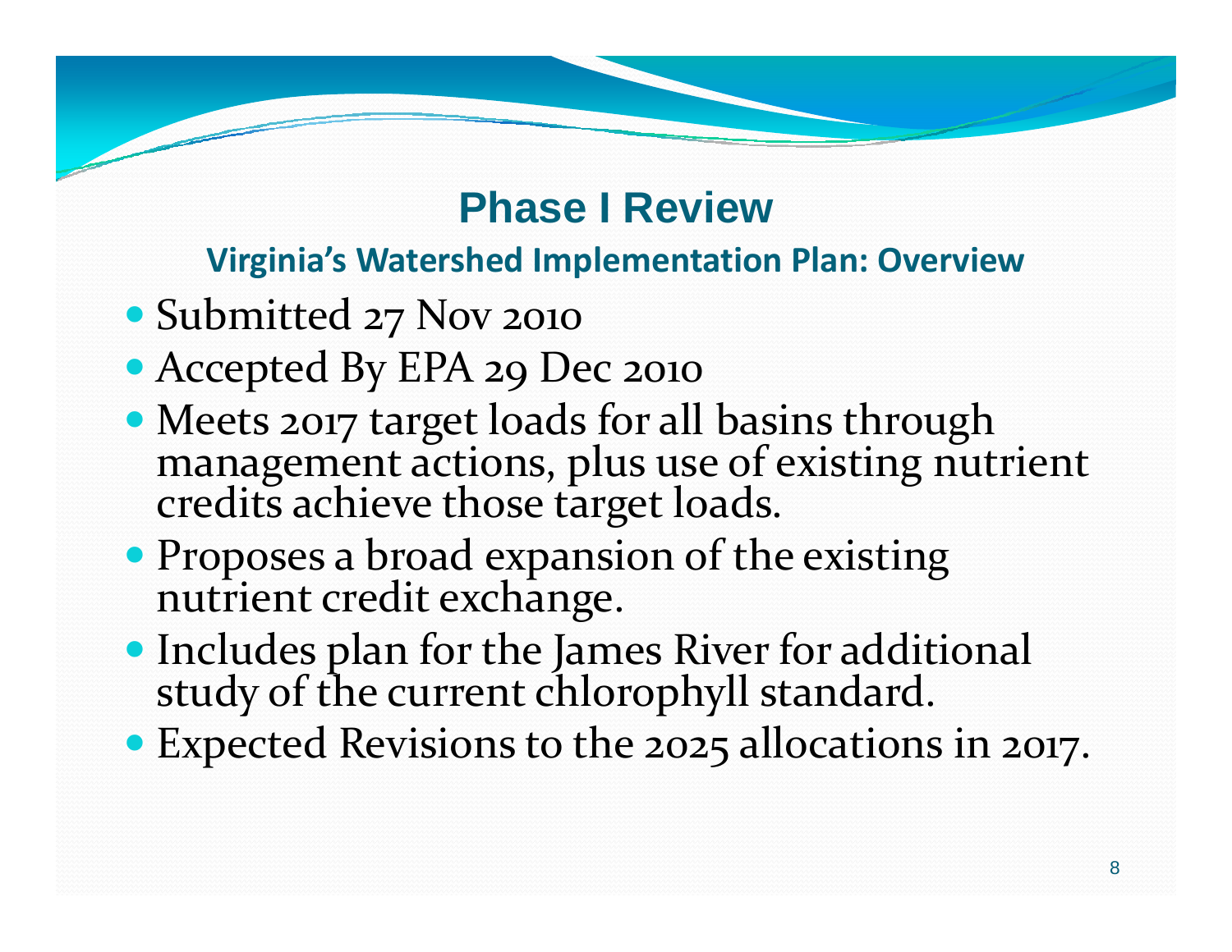# Phase I Review

## Virginia's Watershed Implementation Plan: Overview

- Submitted 27 Nov 2010
- Accepted By EPA 29 Dec 2010
- Meets 2017 target loads for all basins through management actions, plus use of existing nutrient credits achieve those target loads.
- Proposes a broad expansion of the existing nutrient credit exchange.
- Includes plan for the James River for additional study of the current chlorophyll standard.
- Expected Revisions to the 2025 allocations in 2017.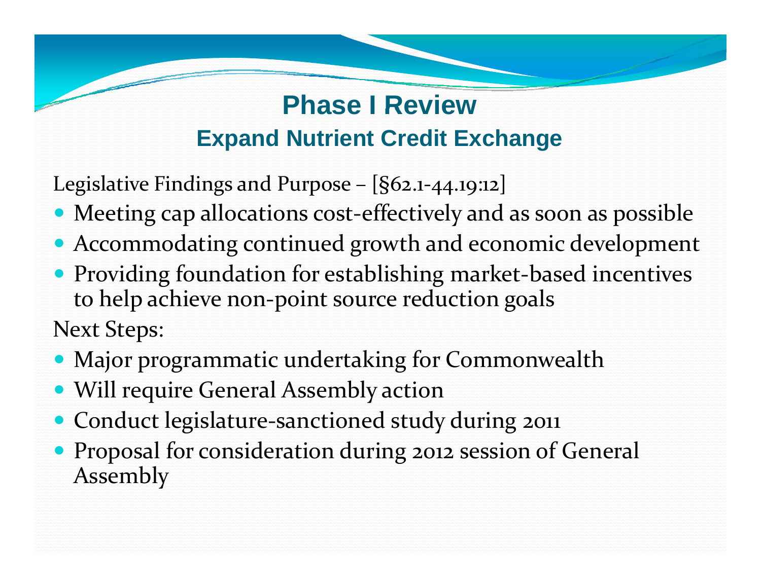# Phase I Review

## Expand Nutrient Credit Exchange

Legislative Findings and Purpose – [§62.1-44.19:12]

- Meeting cap allocations cost-effectively and as soon as possible
- Accommodating continued growth and economic development
- Providing foundation for establishing market-based incentives to help achieve non-point source reduction goals

Next Steps:

- Major programmatic undertaking for Commonwealth
- Will require General Assembly action
- Conduct legislature-sanctioned study during 2011
- Proposal for consideration during 2012 session of General Assembly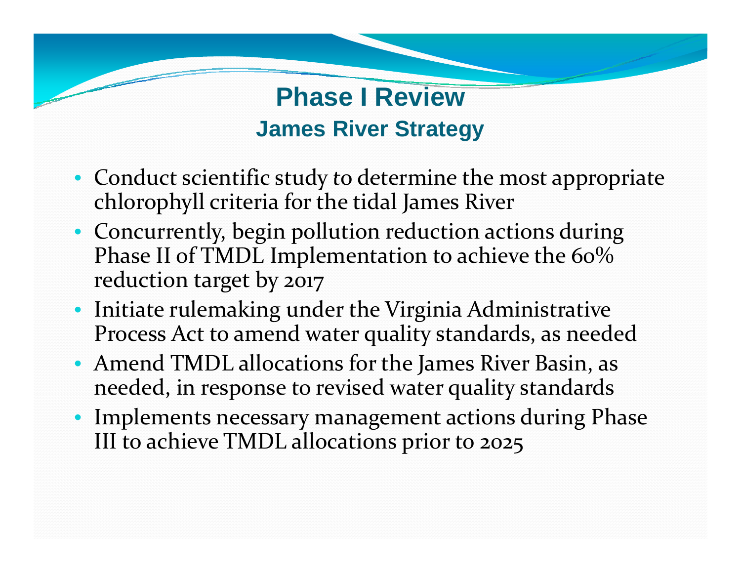# Phase I Review

## James River Strategy

- Conduct scientific study to determine the most appropriate chlorophyll criteria for the tidal James River
- Concurrently, begin pollution reduction actions during Phase II of TMDL Implementation to achieve the 60% reduction target by 2017
- Initiate rulemaking under the Virginia Administrative Process Act to amend water quality standards, as needed
- Amend TMDL allocations for the James River Basin, as needed, in response to revised water quality standards
- Implements necessary management actions during Phase III to achieve TMDL allocations prior to 2025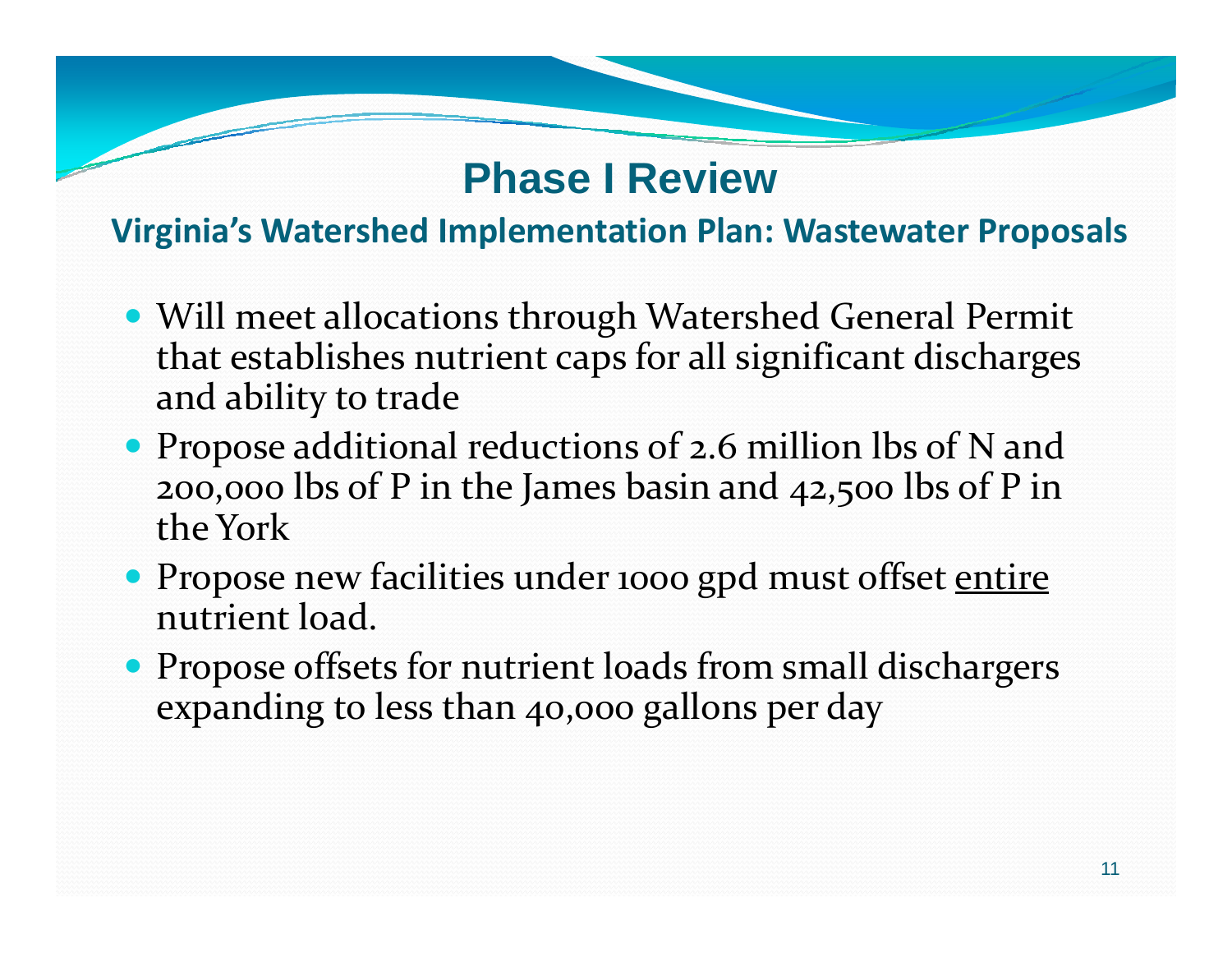# Phase I Review

## Virginia's Watershed Implementation Plan: Wastewater Proposals

- Will meet allocations through Watershed General Permit that establishes nutrient caps for all significant discharges and ability to trade
- Propose additional reductions of 2.6 million lbs of N and 200,000 lbs of P in the James basin and 42,500 lbs of P in the York
- Propose new facilities under 1000 gpd must offset <u>entire</u> nutrient load.
- Propose offsets for nutrient loads from small dischargers expanding to less than 40,000 gallons per day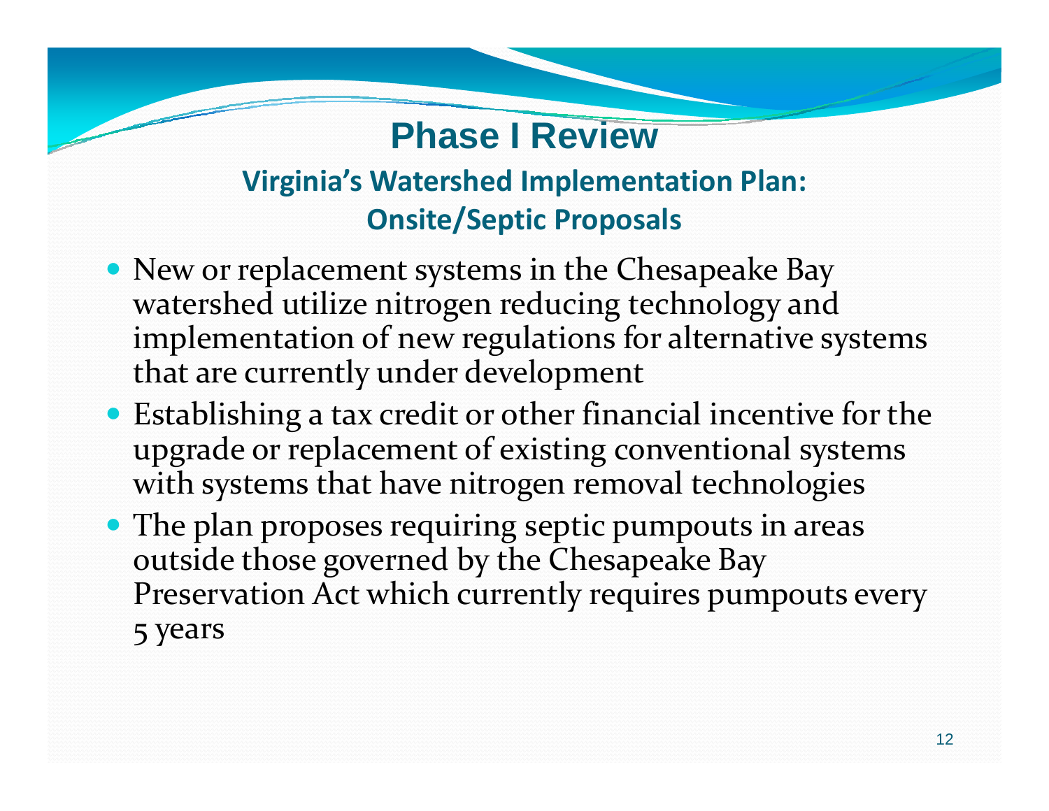# Phase I Review

## Virginia's Watershed Implementation Plan: Onsite/Septic Proposals

- New or replacement systems in the Chesapeake Bay watershed utilize nitrogen reducing technology and implementation of new regulations for alternative systems that are currently under development
- Establishing a tax credit or other financial incentive for the upgrade or replacement of existing conventional systems with systems that have nitrogen removal technologies
- The plan proposes requiring septic pumpouts in areas outside those governed by the Chesapeake Bay Preservation Act which currently requires pumpouts every 5 years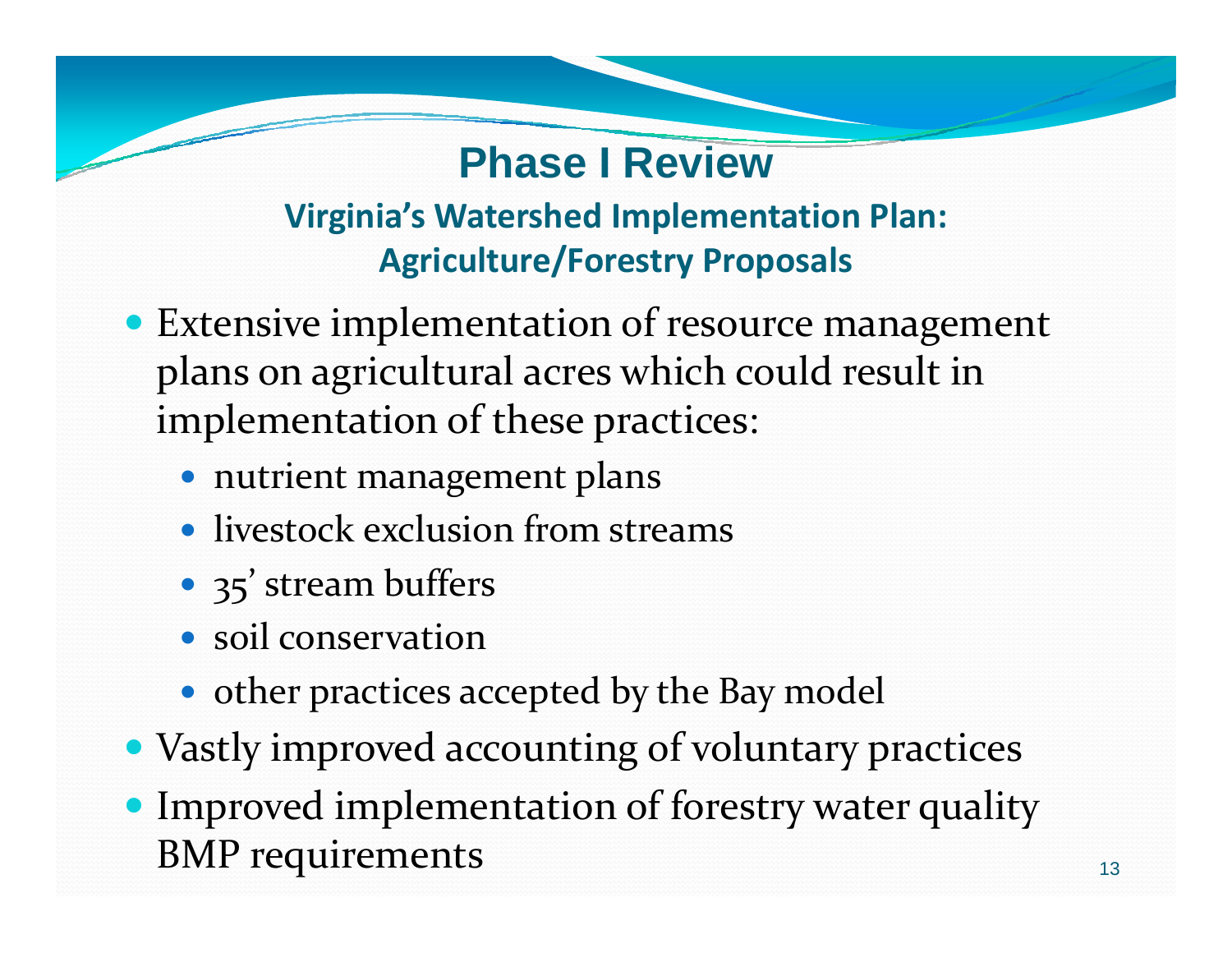# Phase I Review

## Virginia's Watershed Implementation Plan: Agriculture/Forestry Proposals

- Extensive implementation of resource management plans on agricultural acres which could result in implementation of these practices:
  - nutrient management plans
  - livestock exclusion from streams
  - 35' stream buffers
  - soil conservation
  - other practices accepted by the Bay model
- Vastly improved accounting of voluntary practices
- Improved implementation of forestry water quality BMP requirements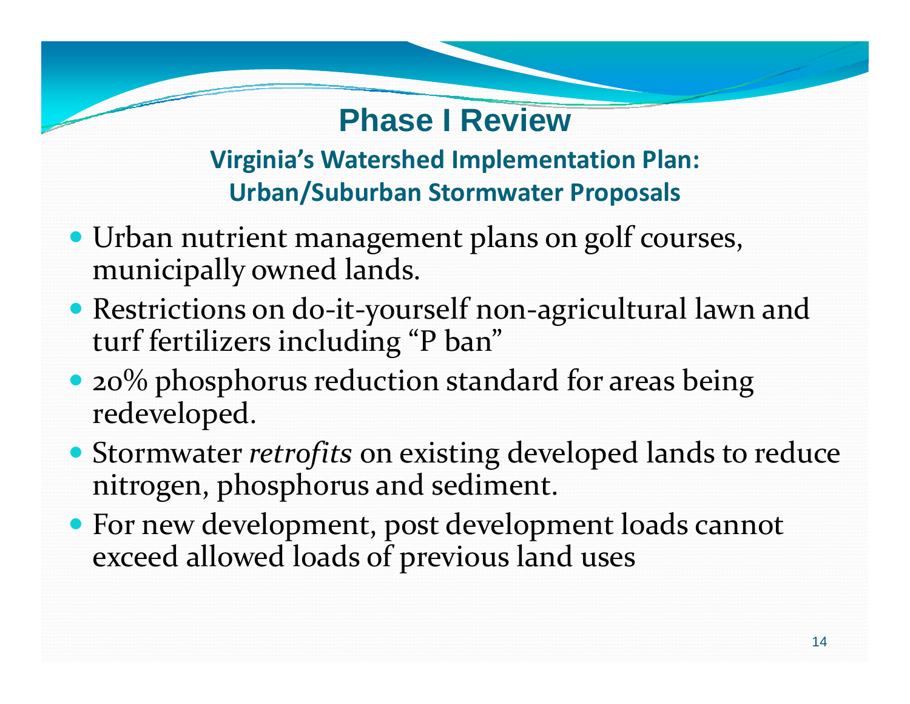# Phase I Review

## Virginia's Watershed Implementation Plan: Urban/Suburban Stormwater Proposals

- Urban nutrient management plans on golf courses, municipally owned lands.
- Restrictions on do-it-yourself non-agricultural lawn and turf fertilizers including "P ban"
- 20% phosphorus reduction standard for areas being redeveloped.
- Stormwater *retrofits* on existing developed lands to reduce nitrogen, phosphorus and sediment.
- For new development, post development loads cannot exceed allowed loads of previous land uses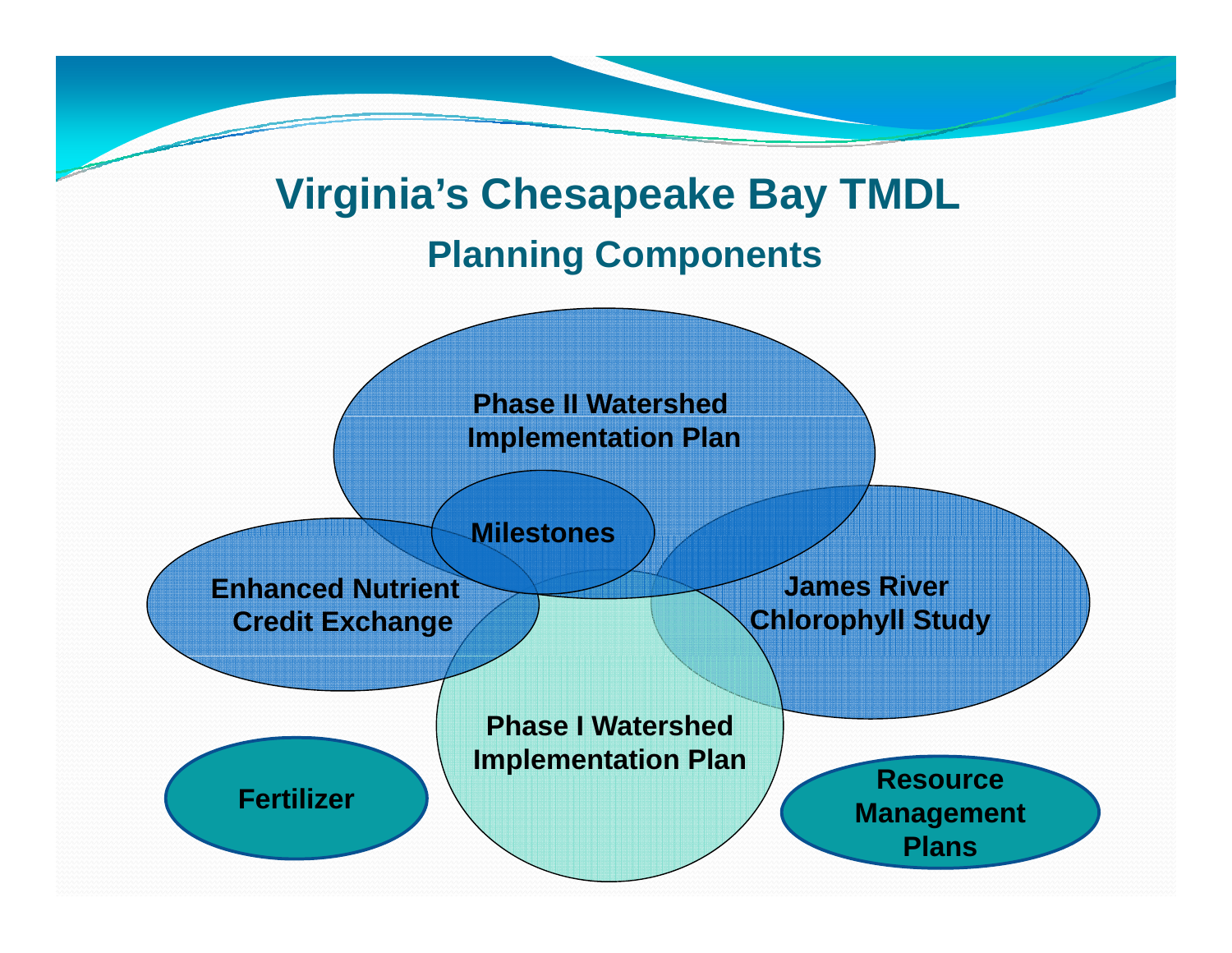# Virginia's Chesapeake Bay TMDL

## Planning Components

Phase II Watershed Implementation Plan

Milestones

Enhanced Nutrient Credit Exchange

James River Chlorophyll Study

Phase I Watershed Implementation Plan

Fertilizer

Resource Management Plans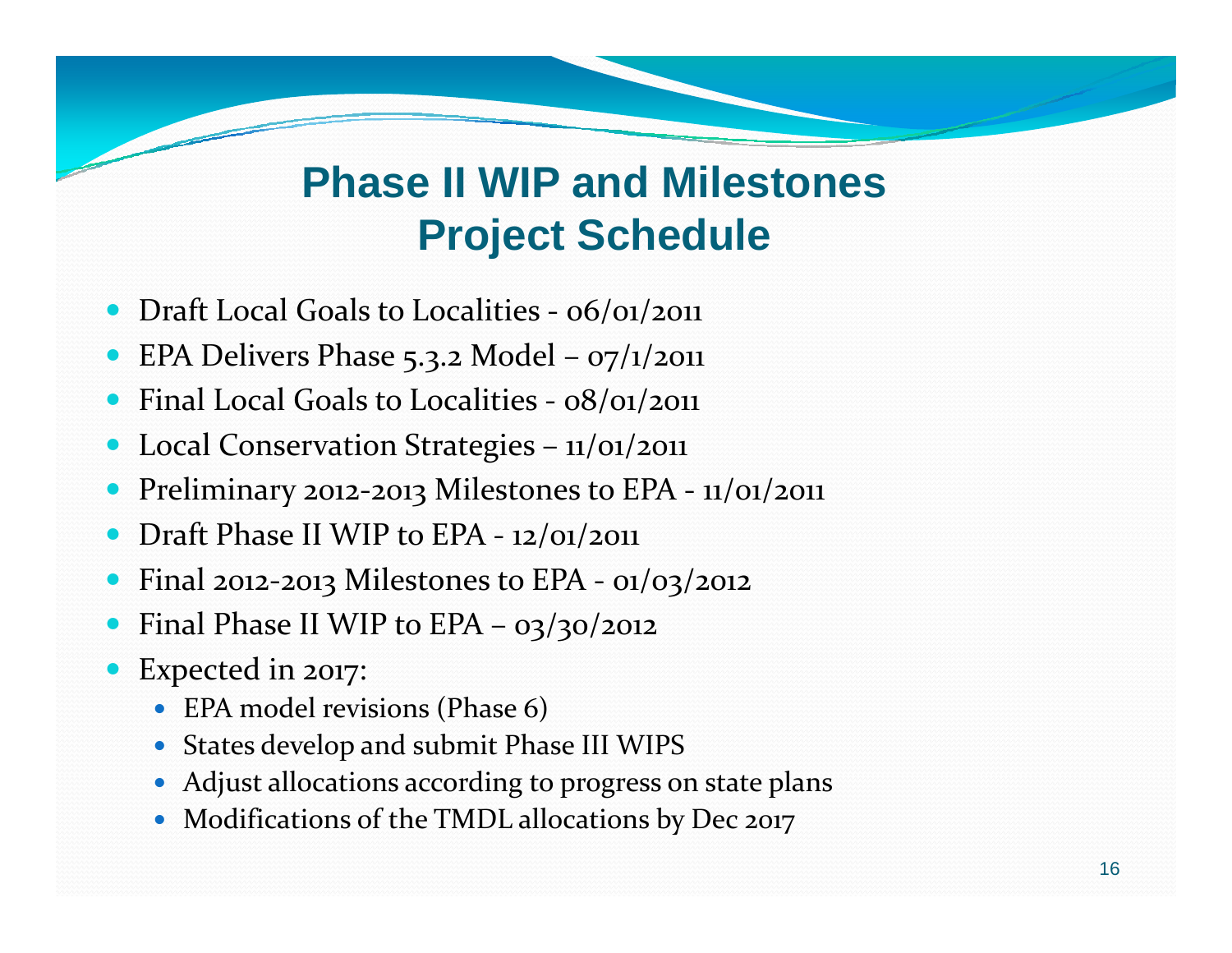# Phase II WIP and Milestones Project Schedule

- Draft Local Goals to Localities - 06/01/2011
- EPA Delivers Phase 5.3.2 Model – 07/1/2011
- Final Local Goals to Localities - 08/01/2011
- Local Conservation Strategies – 11/01/2011
- Preliminary 2012-2013 Milestones to EPA - 11/01/2011
- Draft Phase II WIP to EPA - 12/01/2011
- Final 2012-2013 Milestones to EPA - 01/03/2012
- Final Phase II WIP to EPA – 03/30/2012
- Expected in 2017:
  - EPA model revisions (Phase 6)
  - States develop and submit Phase III WIPS
  - Adjust allocations according to progress on state plans
  - Modifications of the TMDL allocations by Dec 2017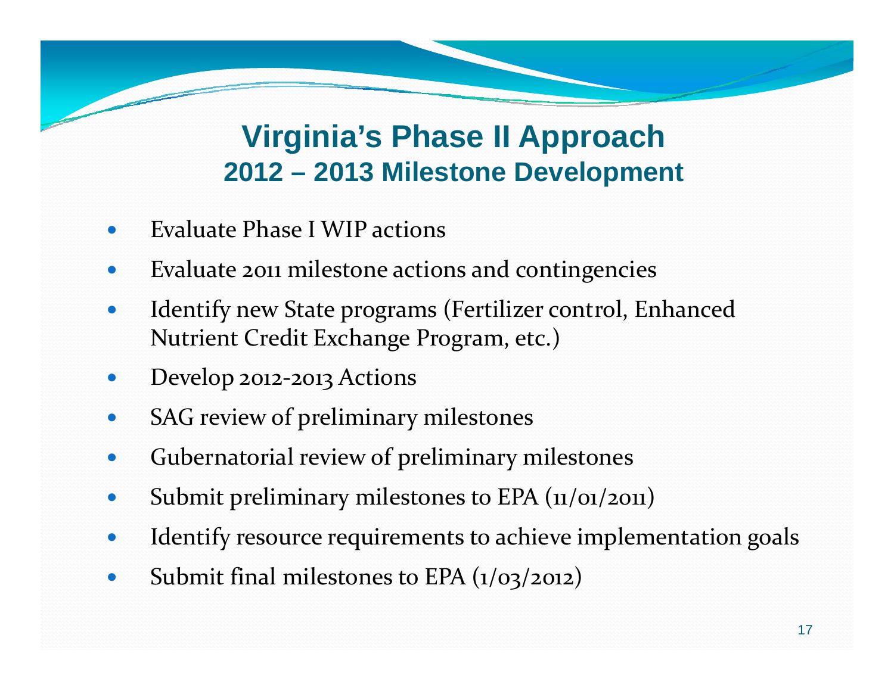# Virginia's Phase II Approach

## 2012 – 2013 Milestone Development

- Evaluate Phase I WIP actions
- Evaluate 2011 milestone actions and contingencies
- Identify new State programs (Fertilizer control, Enhanced Nutrient Credit Exchange Program, etc.)
- Develop 2012-2013 Actions
- SAG review of preliminary milestones
- Gubernatorial review of preliminary milestones
- Submit preliminary milestones to EPA (11/01/2011)
- Identify resource requirements to achieve implementation goals
- Submit final milestones to EPA (1/03/2012)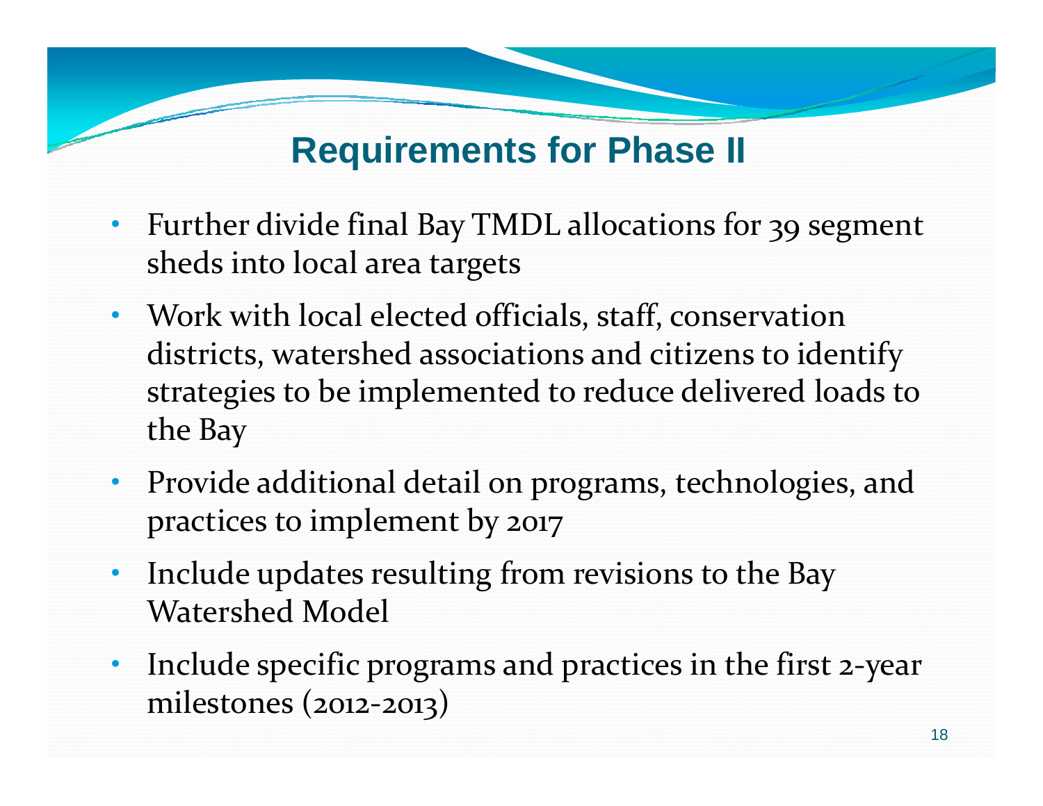# Requirements for Phase II

- Further divide final Bay TMDL allocations for 39 segment sheds into local area targets
- Work with local elected officials, staff, conservation districts, watershed associations and citizens to identify strategies to be implemented to reduce delivered loads to the Bay
- Provide additional detail on programs, technologies, and practices to implement by 2017
- Include updates resulting from revisions to the Bay Watershed Model
- Include specific programs and practices in the first 2-year milestones (2012-2013)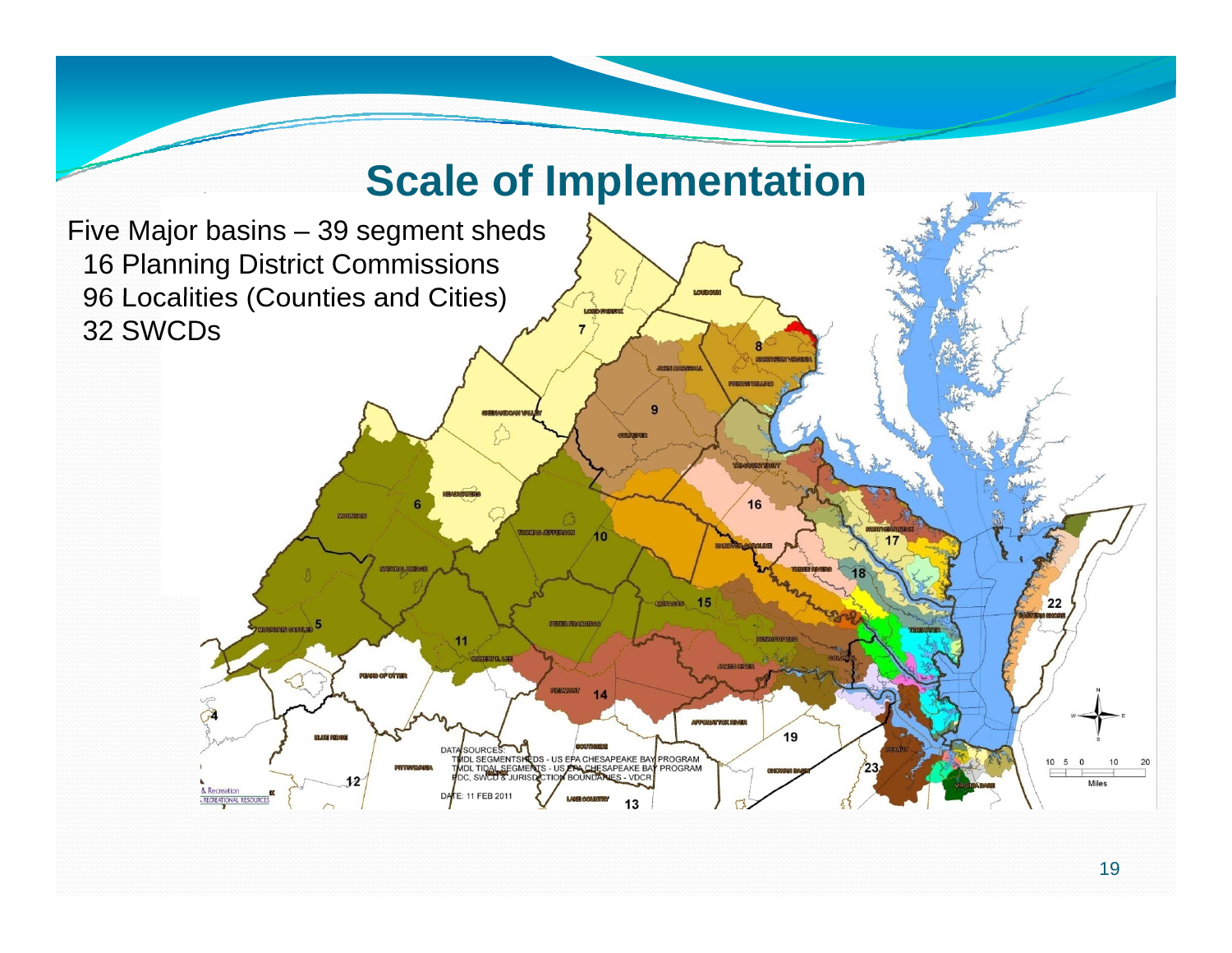# Scale of Implementation

Five Major basins – 39 segment sheds
- 16 Planning District Commissions
- 96 Localities (Counties and Cities)
- 32 SWCDs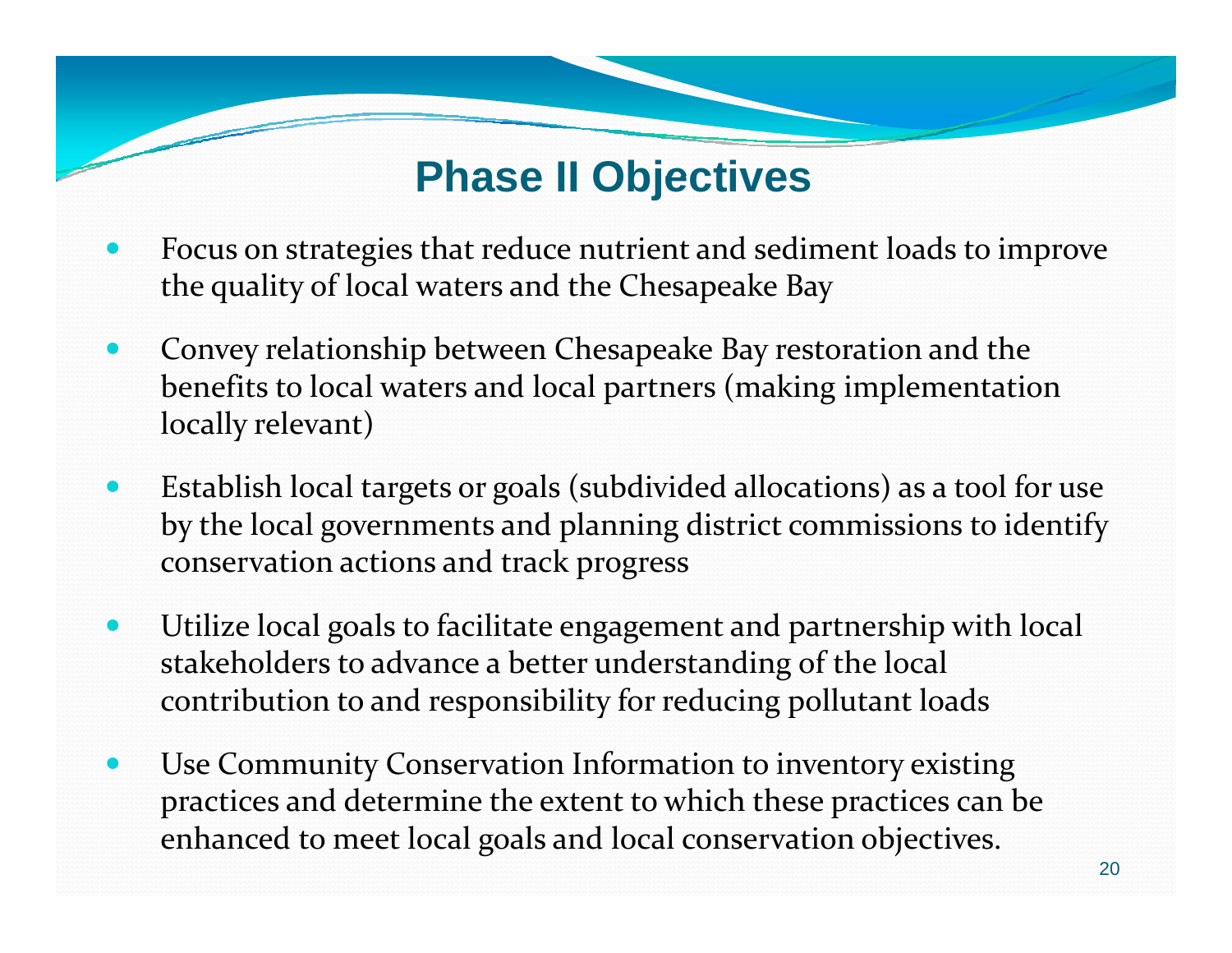# Phase II Objectives

- Focus on strategies that reduce nutrient and sediment loads to improve the quality of local waters and the Chesapeake Bay
- Convey relationship between Chesapeake Bay restoration and the benefits to local waters and local partners (making implementation locally relevant)
- Establish local targets or goals (subdivided allocations) as a tool for use by the local governments and planning district commissions to identify conservation actions and track progress
- Utilize local goals to facilitate engagement and partnership with local stakeholders to advance a better understanding of the local contribution to and responsibility for reducing pollutant loads
- Use Community Conservation Information to inventory existing practices and determine the extent to which these practices can be enhanced to meet local goals and local conservation objectives.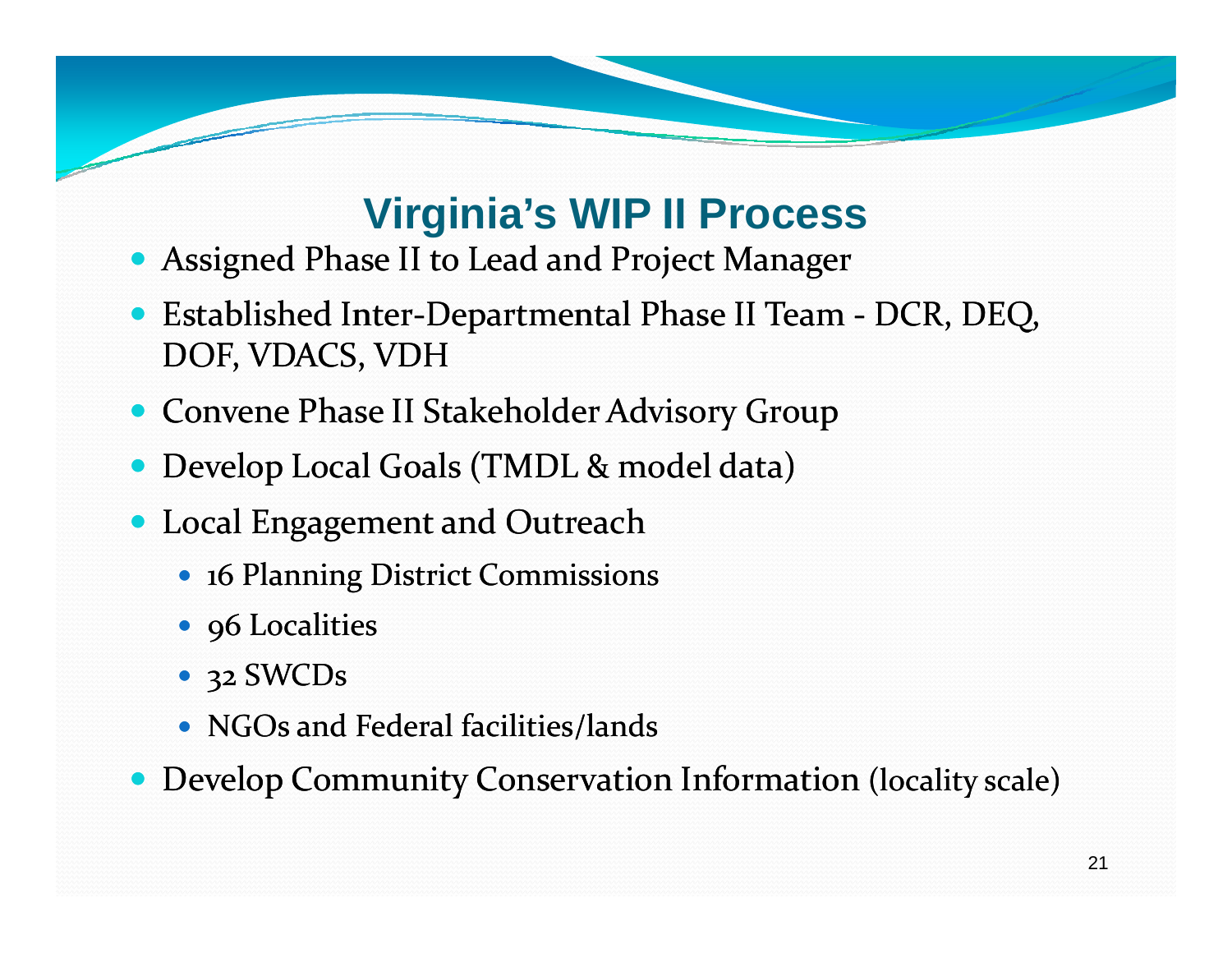# Virginia's WIP II Process

- Assigned Phase II to Lead and Project Manager
- Established Inter-Departmental Phase II Team - DCR, DEQ, DOF, VDACS, VDH
- Convene Phase II Stakeholder Advisory Group
- Develop Local Goals (TMDL & model data)
- Local Engagement and Outreach
  - 16 Planning District Commissions
  - 96 Localities
  - 32 SWCDs
  - NGOs and Federal facilities/lands
- Develop Community Conservation Information (locality scale)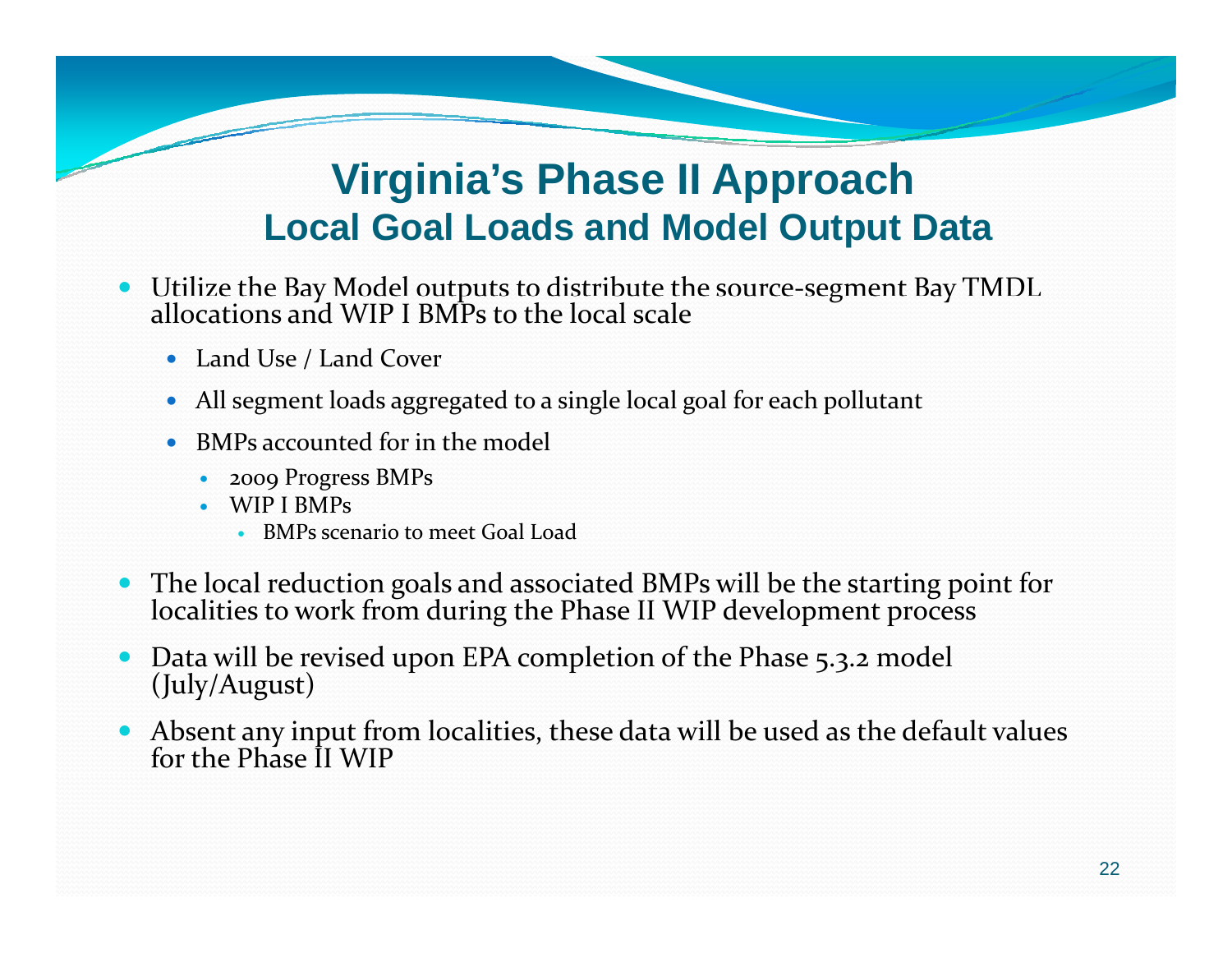# Virginia's Phase II Approach

## Local Goal Loads and Model Output Data

- Utilize the Bay Model outputs to distribute the source-segment Bay TMDL allocations and WIP I BMPs to the local scale
  - Land Use / Land Cover
  - All segment loads aggregated to a single local goal for each pollutant
  - BMPs accounted for in the model
    - 2009 Progress BMPs
    - WIP I BMPs
      - BMPs scenario to meet Goal Load
- The local reduction goals and associated BMPs will be the starting point for localities to work from during the Phase II WIP development process
- Data will be revised upon EPA completion of the Phase 5.3.2 model (July/August)
- Absent any input from localities, these data will be used as the default values for the Phase II WIP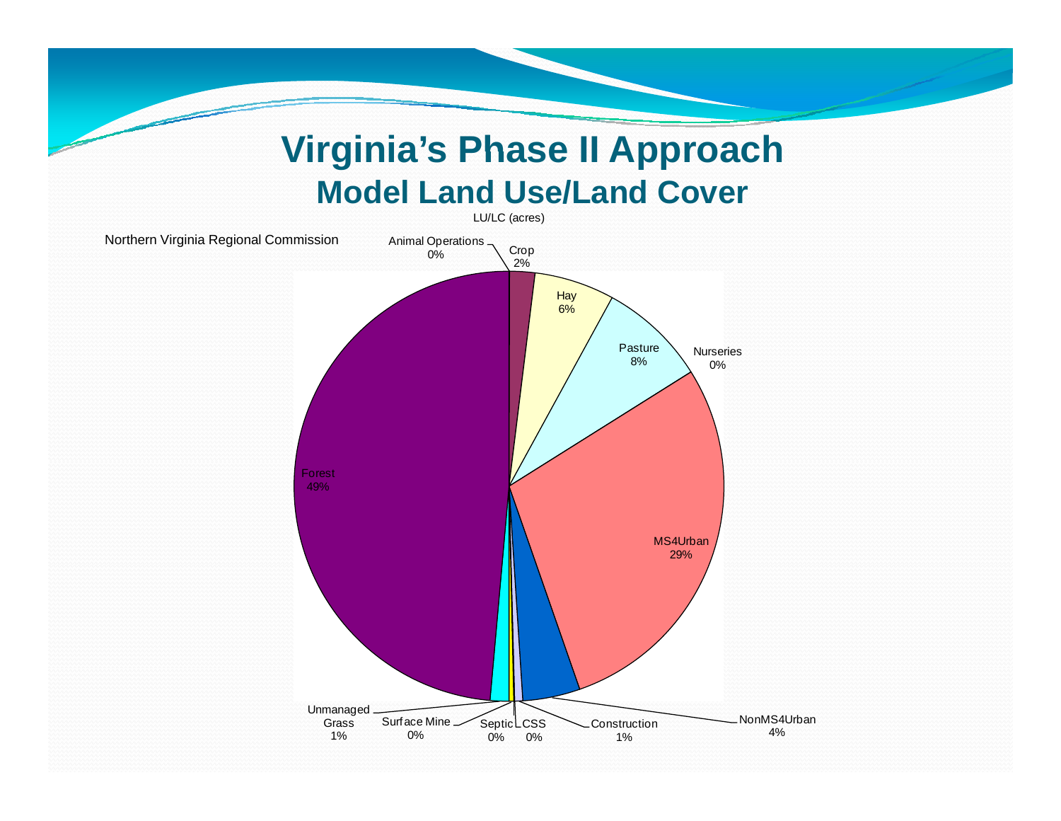# Virginia's Phase II Approach

## Model Land Use/Land Cover

LU/LC (acres)

Northern Virginia Regional Commission

Animal Operations 0%

Crop 2%

Hay 6%

Pasture 8%

Nurseries 0%

MS4Urban 29%

NonMS4Urban 4%

Construction 1%

CSS 0%

Septic 0%

Surface Mine 0%

Unmanaged Grass 1%

Forest 49%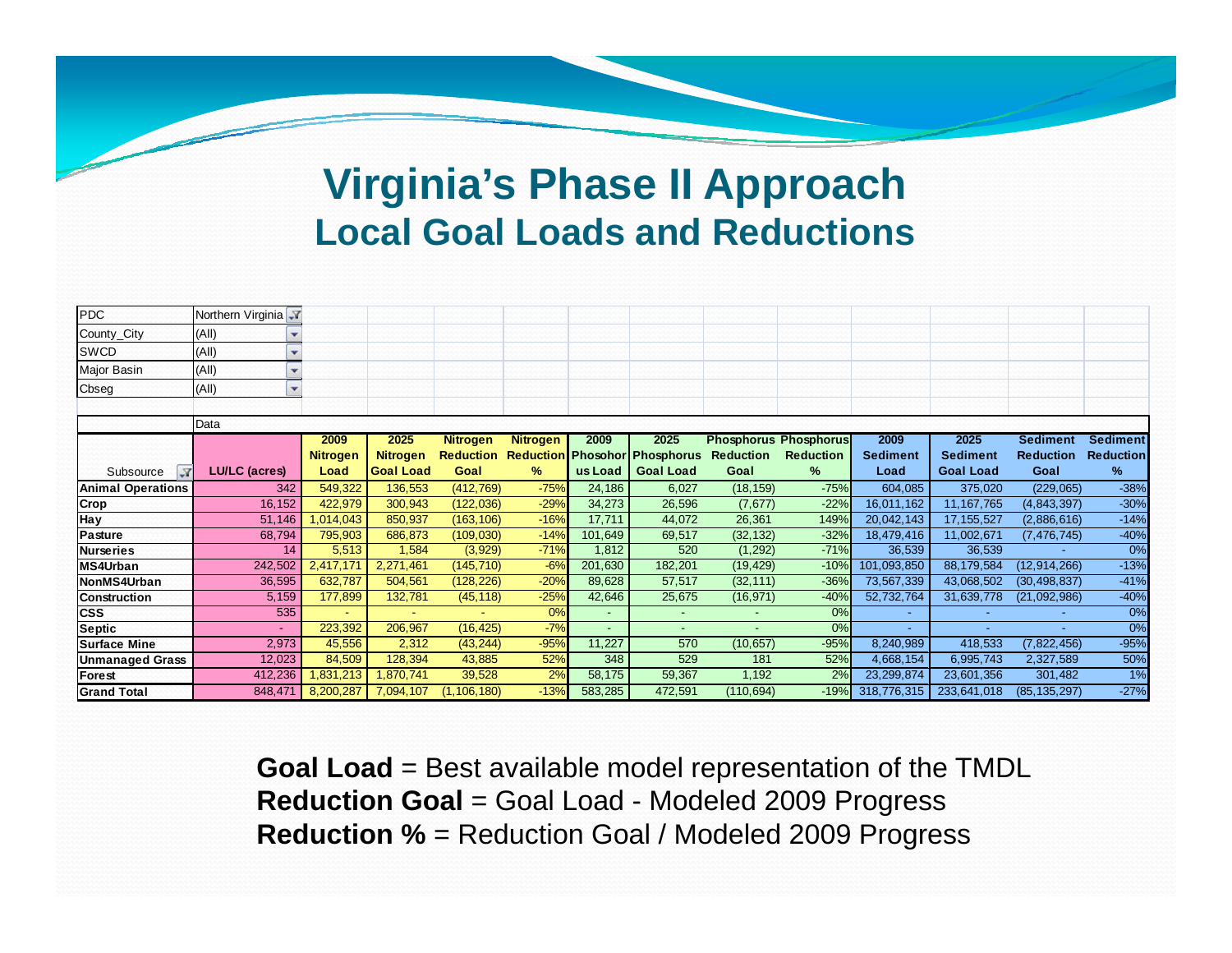# Virginia's Phase II Approach

## Local Goal Loads and Reductions

| PDC | Northern Virginia |
|---|---|
| County_City | (All) |
| SWCD | (All) |
| Major Basin | (All) |
| Cbseg | (All) |

| Subsource | LU/LC (acres) | 2009 Nitrogen Load | 2025 Nitrogen Goal Load | Nitrogen Reduction Goal | Nitrogen Reduction % | 2009 Phosohorus Load | 2025 Phosphorus Goal Load | Phosphorus Reduction Goal | Phosphorus Reduction % | 2009 Sediment Load | 2025 Sediment Goal Load | Sediment Reduction Goal | Sediment Reduction % |
|---|---|---|---|---|---|---|---|---|---|---|---|---|---|
| Animal Operations | 342 | 549,322 | 136,553 | (412,769) | -75% | 24,186 | 6,027 | (18,159) | -75% | 604,085 | 375,020 | (229,065) | -38% |
| Crop | 16,152 | 422,979 | 300,943 | (122,036) | -29% | 34,273 | 26,596 | (7,677) | -22% | 16,011,162 | 11,167,765 | (4,843,397) | -30% |
| Hay | 51,146 | 1,014,043 | 850,937 | (163,106) | -16% | 17,711 | 44,072 | 26,361 | 149% | 20,042,143 | 17,155,527 | (2,886,616) | -14% |
| Pasture | 68,794 | 795,903 | 686,873 | (109,030) | -14% | 101,649 | 69,517 | (32,132) | -32% | 18,479,416 | 11,002,671 | (7,476,745) | -40% |
| Nurseries | 14 | 5,513 | 1,584 | (3,929) | -71% | 1,812 | 520 | (1,292) | -71% | 36,539 | 36,539 | - | 0% |
| MS4Urban | 242,502 | 2,417,171 | 2,271,461 | (145,710) | -6% | 201,630 | 182,201 | (19,429) | -10% | 101,093,850 | 88,179,584 | (12,914,266) | -13% |
| NonMS4Urban | 36,595 | 632,787 | 504,561 | (128,226) | -20% | 89,628 | 57,517 | (32,111) | -36% | 73,567,339 | 43,068,502 | (30,498,837) | -41% |
| Construction | 5,159 | 177,899 | 132,781 | (45,118) | -25% | 42,646 | 25,675 | (16,971) | -40% | 52,732,764 | 31,639,778 | (21,092,986) | -40% |
| CSS | 535 | - | - | - | 0% | - | - | - | 0% | - | - | - | 0% |
| Septic | - | 223,392 | 206,967 | (16,425) | -7% | - | - | - | 0% | - | - | - | 0% |
| Surface Mine | 2,973 | 45,556 | 2,312 | (43,244) | -95% | 11,227 | 570 | (10,657) | -95% | 8,240,989 | 418,533 | (7,822,456) | -95% |
| Unmanaged Grass | 12,023 | 84,509 | 128,394 | 43,885 | 52% | 348 | 529 | 181 | 52% | 4,668,154 | 6,995,743 | 2,327,589 | 50% |
| Forest | 412,236 | 1,831,213 | 1,870,741 | 39,528 | 2% | 58,175 | 59,367 | 1,192 | 2% | 23,299,874 | 23,601,356 | 301,482 | 1% |
| Grand Total | 848,471 | 8,200,287 | 7,094,107 | (1,106,180) | -13% | 583,285 | 472,591 | (110,694) | -19% | 318,776,315 | 233,641,018 | (85,135,297) | -27% |

**Goal Load** = Best available model representation of the TMDL
**Reduction Goal** = Goal Load - Modeled 2009 Progress
**Reduction %** = Reduction Goal / Modeled 2009 Progress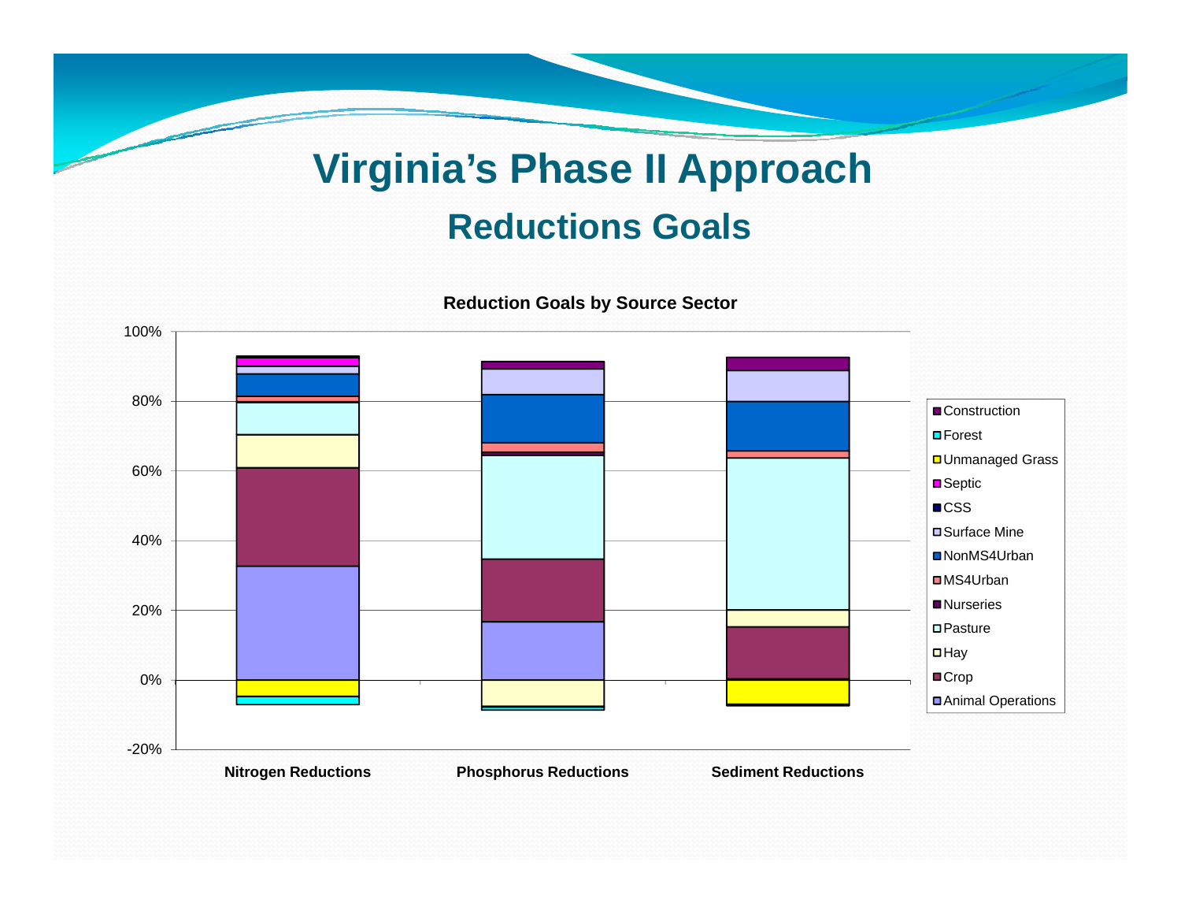# Virginia's Phase II Approach

## Reductions Goals

**Reduction Goals by Source Sector**

100%
80%
60%
40%
20%
0%
-20%

**Nitrogen Reductions** **Phosphorus Reductions** **Sediment Reductions**

- Construction
- Forest
- Unmanaged Grass
- Septic
- CSS
- Surface Mine
- NonMS4Urban
- MS4Urban
- Nurseries
- Pasture
- Hay
- Crop
- Animal Operations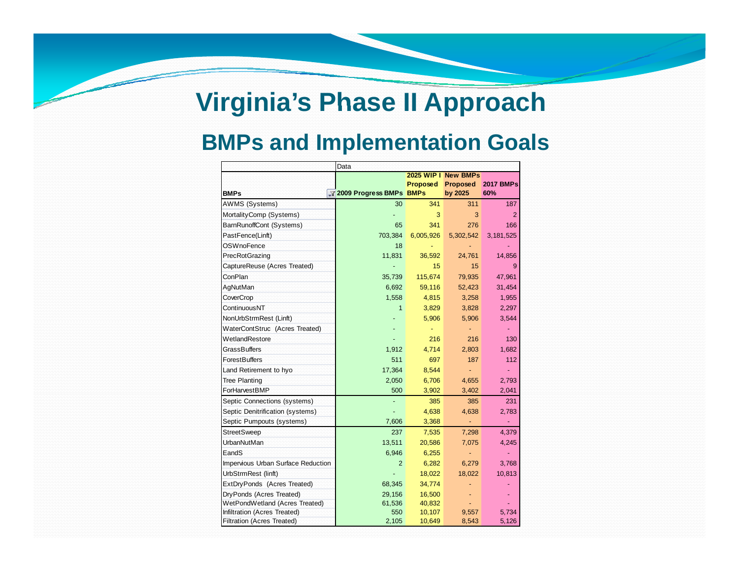# Virginia's Phase II Approach

## BMPs and Implementation Goals

| BMPs | 2009 Progress BMPs | 2025 WIP I Proposed BMPs | New BMPs Proposed by 2025 | 2017 BMPs 60% |
|---|---|---|---|---|
| AWMS (Systems) | 30 | 341 | 311 | 187 |
| MortalityComp (Systems) | - | 3 | 3 | 2 |
| BarnRunoffCont (Systems) | 65 | 341 | 276 | 166 |
| PastFence(Linft) | 703,384 | 6,005,926 | 5,302,542 | 3,181,525 |
| OSWnoFence | 18 | - | - | - |
| PrecRotGrazing | 11,831 | 36,592 | 24,761 | 14,856 |
| CaptureReuse (Acres Treated) | - | 15 | 15 | 9 |
| ConPlan | 35,739 | 115,674 | 79,935 | 47,961 |
| AgNutMan | 6,692 | 59,116 | 52,423 | 31,454 |
| CoverCrop | 1,558 | 4,815 | 3,258 | 1,955 |
| ContinuousNT | 1 | 3,829 | 3,828 | 2,297 |
| NonUrbStrmRest (Linft) | - | 5,906 | 5,906 | 3,544 |
| WaterContStruc (Acres Treated) | - | - | - | - |
| WetlandRestore | - | 216 | 216 | 130 |
| GrassBuffers | 1,912 | 4,714 | 2,803 | 1,682 |
| ForestBuffers | 511 | 697 | 187 | 112 |
| Land Retirement to hyo | 17,364 | 8,544 | - | - |
| Tree Planting | 2,050 | 6,706 | 4,655 | 2,793 |
| ForHarvestBMP | 500 | 3,902 | 3,402 | 2,041 |
| Septic Connections (systems) | - | 385 | 385 | 231 |
| Septic Denitrification (systems) | - | 4,638 | 4,638 | 2,783 |
| Septic Pumpouts (systems) | 7,606 | 3,368 | - | - |
| StreetSweep | 237 | 7,535 | 7,298 | 4,379 |
| UrbanNutMan | 13,511 | 20,586 | 7,075 | 4,245 |
| EandS | 6,946 | 6,255 | - | - |
| Impervious Urban Surface Reduction | 2 | 6,282 | 6,279 | 3,768 |
| UrbStrmRest (linft) | - | 18,022 | 18,022 | 10,813 |
| ExtDryPonds (Acres Treated) | 68,345 | 34,774 | - | - |
| DryPonds (Acres Treated) | 29,156 | 16,500 | - | - |
| WetPondWetland (Acres Treated) | 61,536 | 40,832 | - | - |
| Infiltration (Acres Treated) | 550 | 10,107 | 9,557 | 5,734 |
| Filtration (Acres Treated) | 2,105 | 10,649 | 8,543 | 5,126 |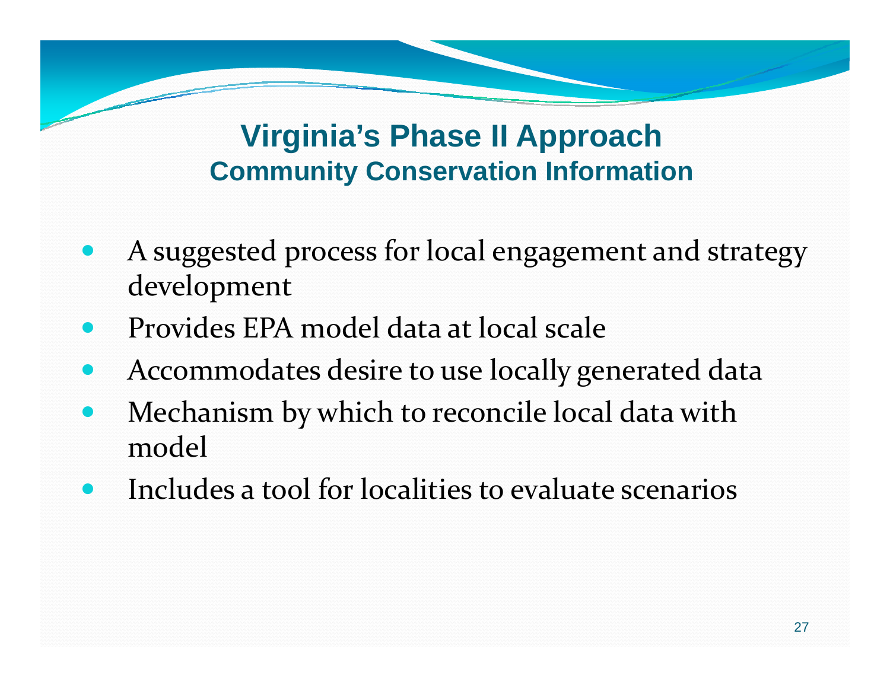# Virginia's Phase II Approach

## Community Conservation Information

- A suggested process for local engagement and strategy development
- Provides EPA model data at local scale
- Accommodates desire to use locally generated data
- Mechanism by which to reconcile local data with model
- Includes a tool for localities to evaluate scenarios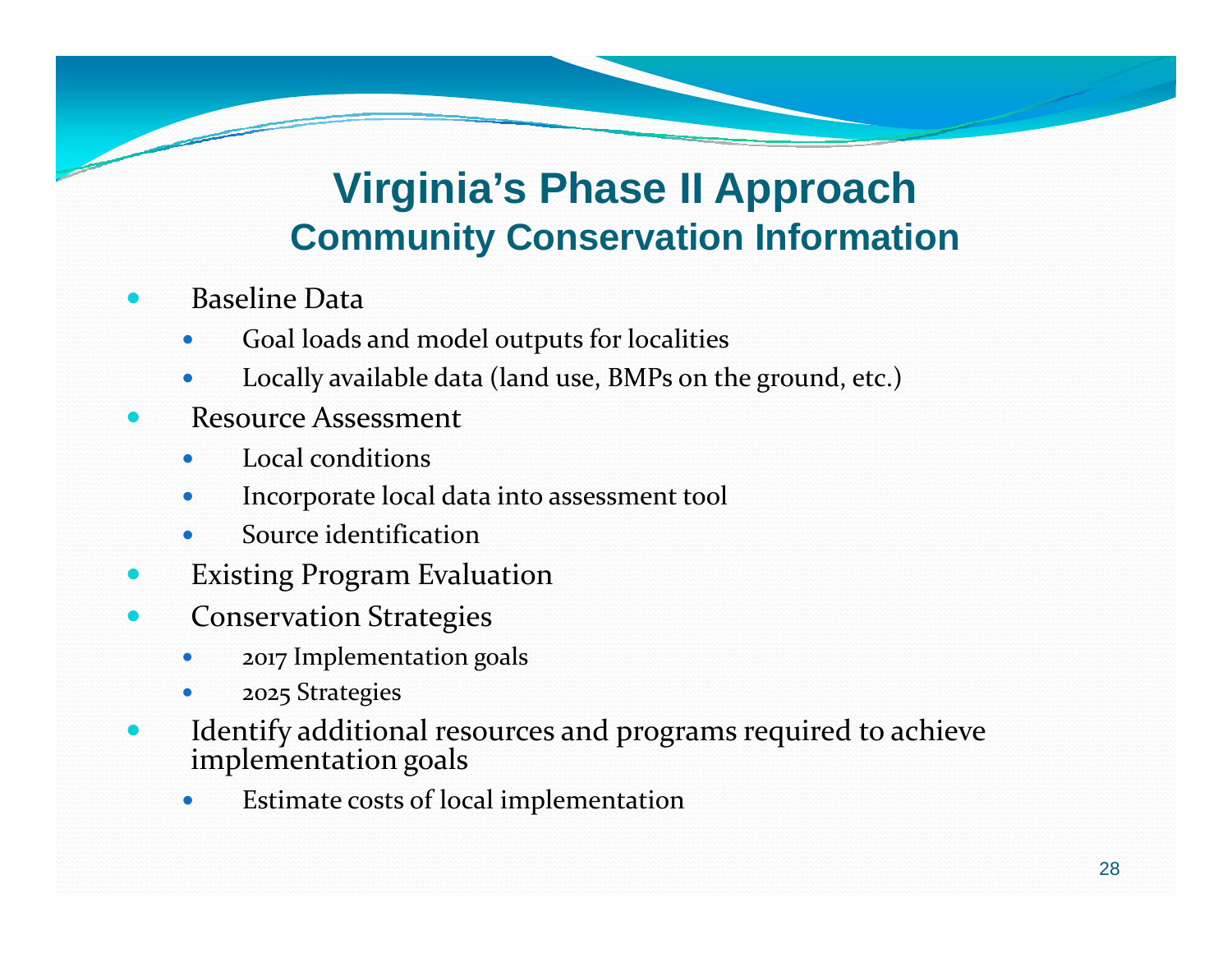# Virginia's Phase II Approach

## Community Conservation Information

- Baseline Data
  - Goal loads and model outputs for localities
  - Locally available data (land use, BMPs on the ground, etc.)
- Resource Assessment
  - Local conditions
  - Incorporate local data into assessment tool
  - Source identification
- Existing Program Evaluation
- Conservation Strategies
  - 2017 Implementation goals
  - 2025 Strategies
- Identify additional resources and programs required to achieve implementation goals
  - Estimate costs of local implementation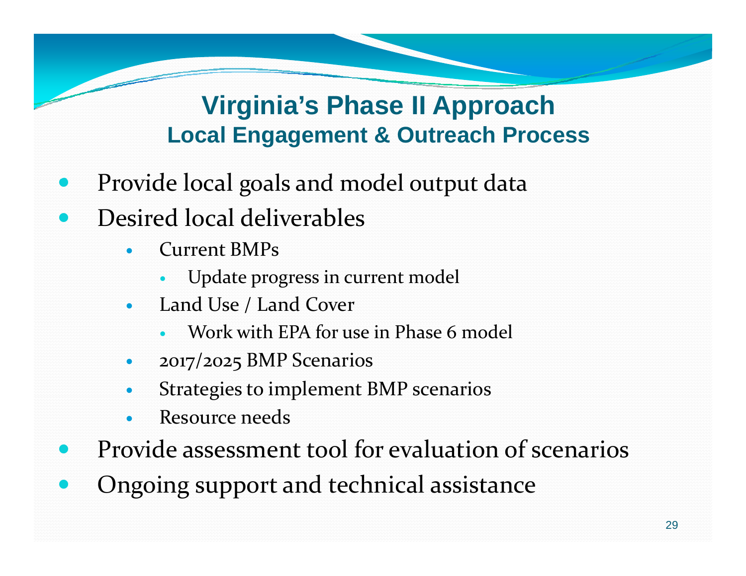# Virginia's Phase II Approach

## Local Engagement & Outreach Process

- Provide local goals and model output data
- Desired local deliverables
  - Current BMPs
    - Update progress in current model
  - Land Use / Land Cover
    - Work with EPA for use in Phase 6 model
  - 2017/2025 BMP Scenarios
  - Strategies to implement BMP scenarios
  - Resource needs
- Provide assessment tool for evaluation of scenarios
- Ongoing support and technical assistance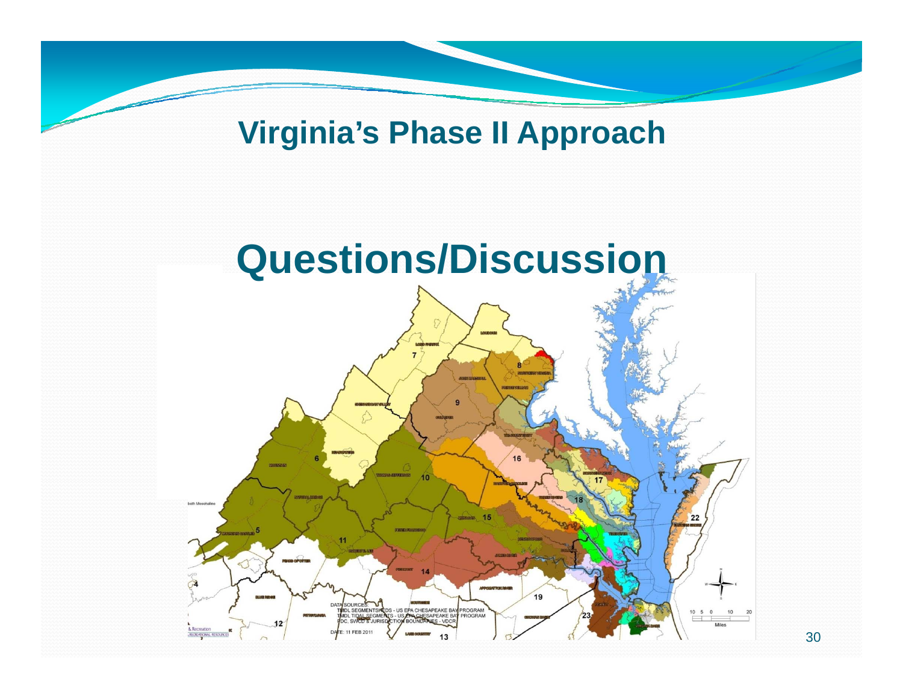# Virginia's Phase II Approach

# Questions/Discussion

DATA SOURCES:
TMDL SEGMENTSHEDS - US EPA CHESAPEAKE BAY PROGRAM
TMDL TIDAL SEGMENTS - US EPA CHESAPEAKE BAY PROGRAM
PDC, SWCD & JURISDICTION BOUNDARIES - VDCR

DATE: 11 FEB 2011

7
8
9
6
10
16
17
18
5
11
15
22
14
4
19
12
23
13

10 5 0 10 20
Miles